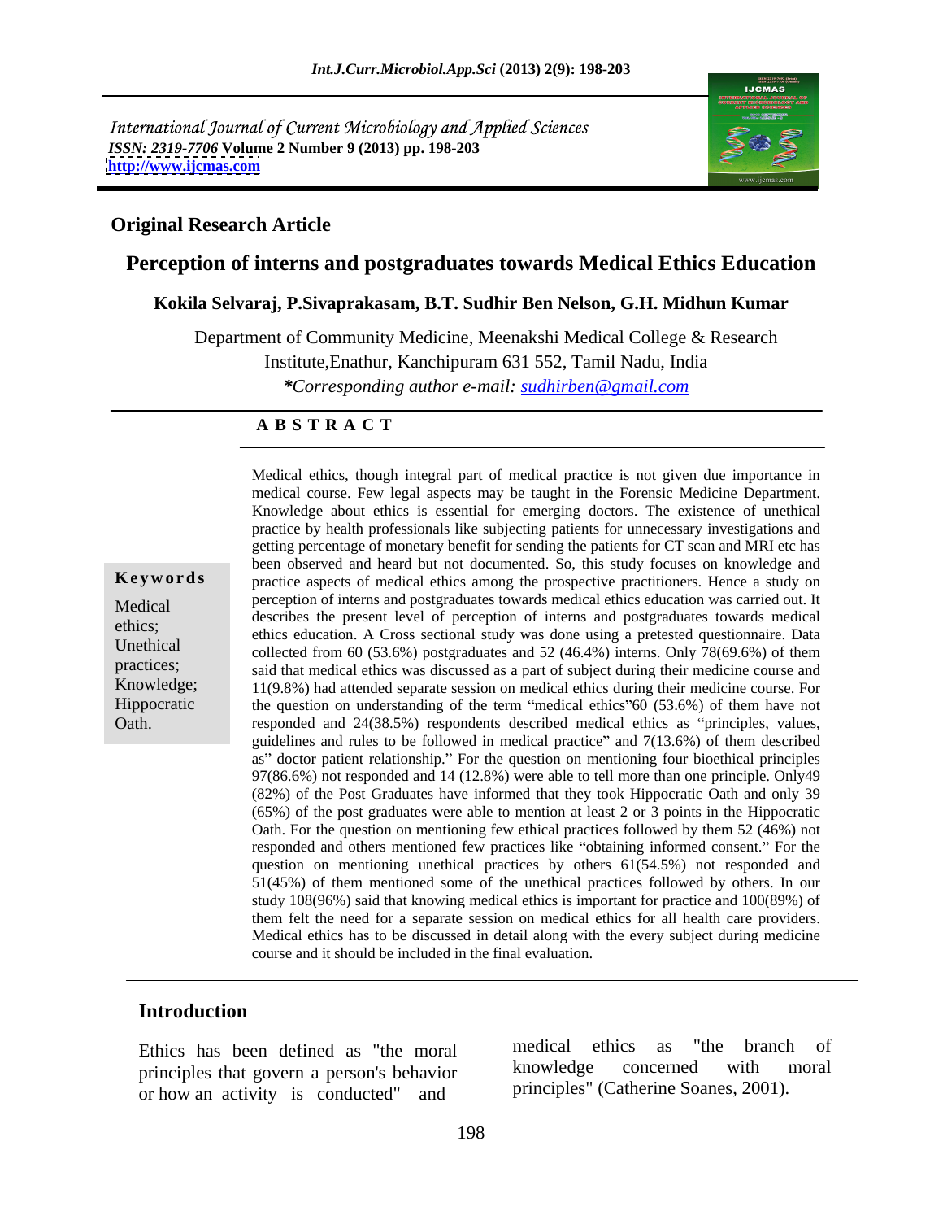International Journal of Current Microbiology and Applied Sciences
*ISSN: 2319-7706* **Volume 2 Number 9 (2013) pp. 198-203**
**http://www.ijcmas.com**

## Original Research Article

# Perception of interns and postgraduates towards Medical Ethics Education

**Kokila Selvaraj, P.Sivaprakasam, B.T. Sudhir Ben Nelson, G.H. Midhun Kumar**

Department of Community Medicine, Meenakshi Medical College & Research Institute,Enathur, Kanchipuram 631 552, Tamil Nadu, India

***Corresponding author e-mail:** *sudhirben@gmail.com*

## A B S T R A C T

**Keywords**

Medical ethics; Unethical practices; Knowledge; Hippocratic Oath.

Medical ethics, though integral part of medical practice is not given due importance in medical course. Few legal aspects may be taught in the Forensic Medicine Department. Knowledge about ethics is essential for emerging doctors. The existence of unethical practice by health professionals like subjecting patients for unnecessary investigations and getting percentage of monetary benefit for sending the patients for CT scan and MRI etc has been observed and heard but not documented. So, this study focuses on knowledge and practice aspects of medical ethics among the prospective practitioners. Hence a study on perception of interns and postgraduates towards medical ethics education was carried out. It describes the present level of perception of interns and postgraduates towards medical ethics education. A Cross sectional study was done using a pretested questionnaire. Data collected from 60 (53.6%) postgraduates and 52 (46.4%) interns. Only 78(69.6%) of them said that medical ethics was discussed as a part of subject during their medicine course and 11(9.8%) had attended separate session on medical ethics during their medicine course. For the question on understanding of the term "medical ethics"60 (53.6%) of them have not responded and 24(38.5%) respondents described medical ethics as "principles, values, guidelines and rules to be followed in medical practice" and 7(13.6%) of them described as" doctor patient relationship." For the question on mentioning four bioethical principles 97(86.6%) not responded and 14 (12.8%) were able to tell more than one principle. Only49 (82%) of the Post Graduates have informed that they took Hippocratic Oath and only 39 (65%) of the post graduates were able to mention at least 2 or 3 points in the Hippocratic Oath. For the question on mentioning few ethical practices followed by them 52 (46%) not responded and others mentioned few practices like "obtaining informed consent." For the question on mentioning unethical practices by others 61(54.5%) not responded and 51(45%) of them mentioned some of the unethical practices followed by others. In our study 108(96%) said that knowing medical ethics is important for practice and 100(89%) of them felt the need for a separate session on medical ethics for all health care providers. Medical ethics has to be discussed in detail along with the every subject during medicine course and it should be included in the final evaluation.

## Introduction

Ethics has been defined as "the moral principles that govern a person's behavior or how an activity is conducted" and medical ethics as "the branch of knowledge concerned with moral principles" (Catherine Soanes, 2001).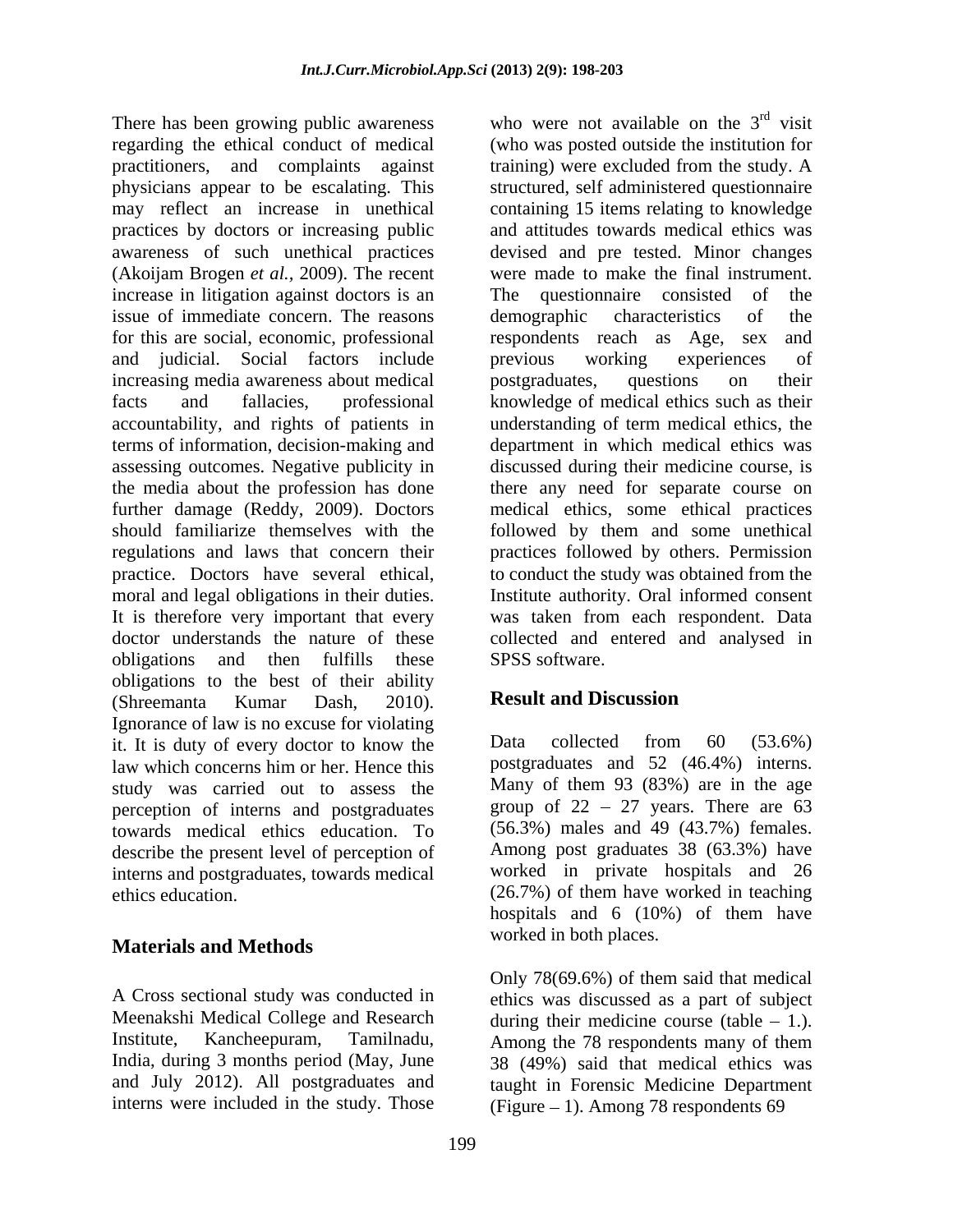There has been growing public awareness regarding the ethical conduct of medical practitioners, and complaints against physicians appear to be escalating. This may reflect an increase in unethical practices by doctors or increasing public awareness of such unethical practices (Akoijam Brogen *et al.,* 2009). The recent increase in litigation against doctors is an issue of immediate concern. The reasons for this are social, economic, professional and judicial. Social factors include increasing media awareness about medical facts and fallacies, professional accountability, and rights of patients in terms of information, decision-making and assessing outcomes. Negative publicity in the media about the profession has done further damage (Reddy, 2009). Doctors should familiarize themselves with the regulations and laws that concern their practice. Doctors have several ethical, moral and legal obligations in their duties. It is therefore very important that every doctor understands the nature of these obligations and then fulfills these obligations to the best of their ability (Shreemanta Kumar Dash, 2010). Ignorance of law is no excuse for violating it. It is duty of every doctor to know the law which concerns him or her. Hence this study was carried out to assess the perception of interns and postgraduates towards medical ethics education. To describe the present level of perception of interns and postgraduates, towards medical ethics education.

## Materials and Methods

A Cross sectional study was conducted in Meenakshi Medical College and Research Institute, Kancheepuram, Tamilnadu, India, during 3 months period (May, June and July 2012). All postgraduates and interns were included in the study. Those who were not available on the 3rd visit (who was posted outside the institution for training) were excluded from the study. A structured, self administered questionnaire containing 15 items relating to knowledge and attitudes towards medical ethics was devised and pre tested. Minor changes were made to make the final instrument. The questionnaire consisted of the demographic characteristics of the respondents reach as Age, sex and previous working experiences of postgraduates, questions on their knowledge of medical ethics such as their understanding of term medical ethics, the department in which medical ethics was discussed during their medicine course, is there any need for separate course on medical ethics, some ethical practices followed by them and some unethical practices followed by others. Permission to conduct the study was obtained from the Institute authority. Oral informed consent was taken from each respondent. Data collected and entered and analysed in SPSS software.

## Result and Discussion

Data collected from 60 (53.6%) postgraduates and 52 (46.4%) interns. Many of them 93 (83%) are in the age group of 22 – 27 years. There are 63 (56.3%) males and 49 (43.7%) females. Among post graduates 38 (63.3%) have worked in private hospitals and 26 (26.7%) of them have worked in teaching hospitals and 6 (10%) of them have worked in both places.

Only 78(69.6%) of them said that medical ethics was discussed as a part of subject during their medicine course (table – 1.). Among the 78 respondents many of them 38 (49%) said that medical ethics was taught in Forensic Medicine Department (Figure – 1). Among 78 respondents 69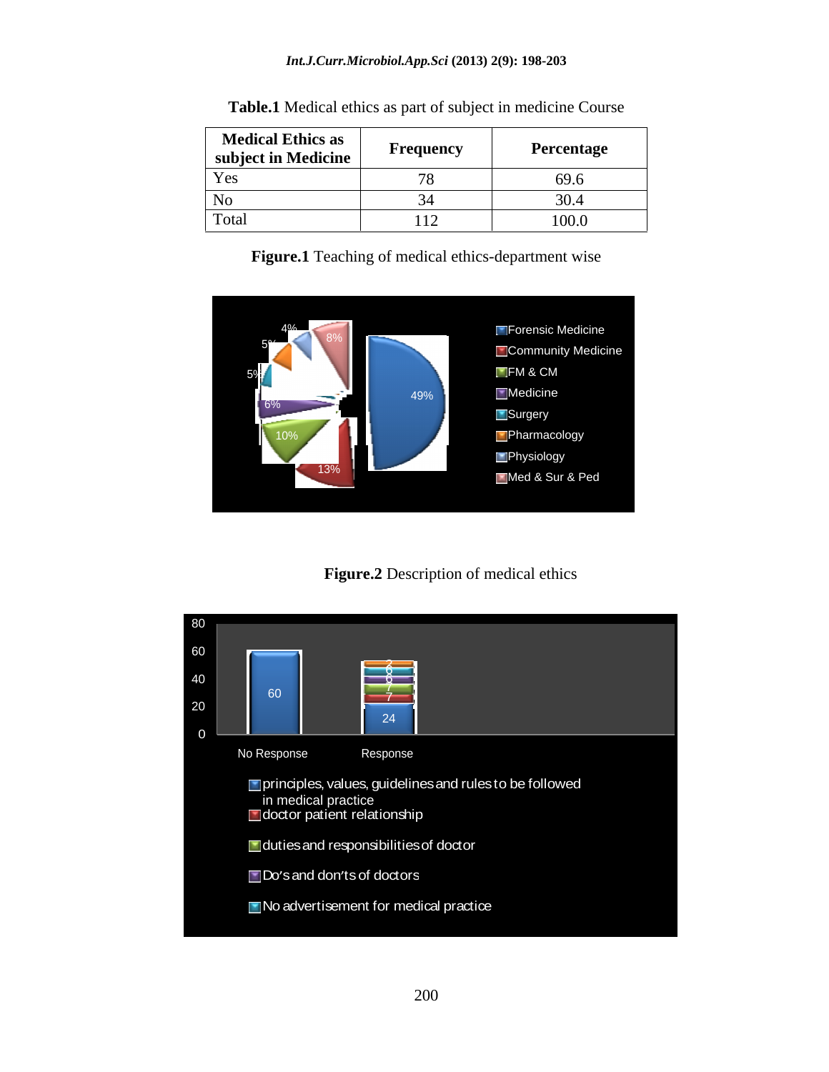**Table.1** Medical ethics as part of subject in medicine Course

| Medical Ethics as subject in Medicine | Frequency | Percentage |
|---|---|---|
| Yes | 78 | 69.6 |
| No | 34 | 30.4 |
| Total | 112 | 100.0 |

**Figure.1** Teaching of medical ethics-department wise

**Figure.2** Description of medical ethics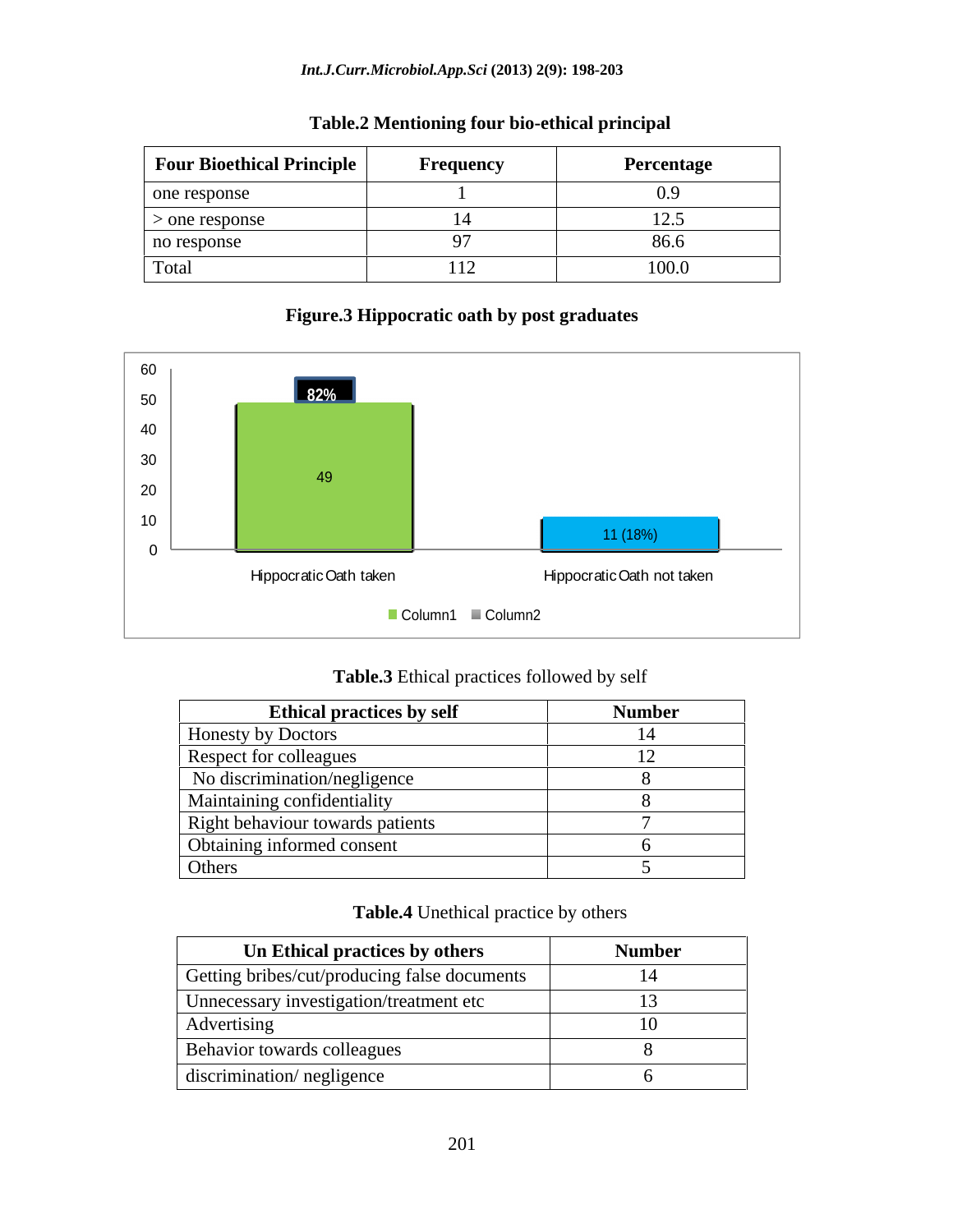**Table.2** Mentioning four bio-ethical principal

| Four Bioethical Principle | Frequency | Percentage |
|---|---|---|
| one response | 1 | 0.9 |
| > one response | 14 | 12.5 |
| no response | 97 | 86.6 |
| Total | 112 | 100.0 |

**Figure.3** Hippocratic oath by post graduates

**Table.3** Ethical practices followed by self

| Ethical practices by self | Number |
|---|---|
| Honesty by Doctors | 14 |
| Respect for colleagues | 12 |
| No discrimination/negligence | 8 |
| Maintaining confidentiality | 8 |
| Right behaviour towards patients | 7 |
| Obtaining informed consent | 6 |
| Others | 5 |

**Table.4** Unethical practice by others

| Un Ethical practices by others | Number |
|---|---|
| Getting bribes/cut/producing false documents | 14 |
| Unnecessary investigation/treatment etc | 13 |
| Advertising | 10 |
| Behavior towards colleagues | 8 |
| discrimination/ negligence | 6 |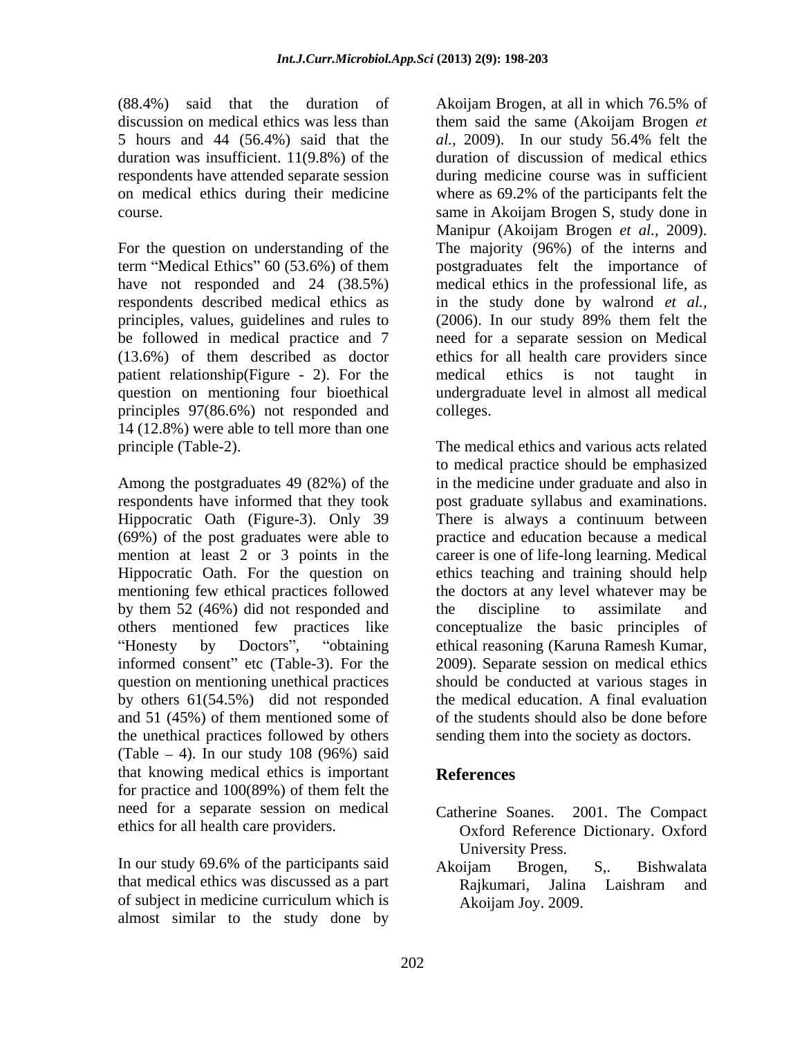(88.4%) said that the duration of discussion on medical ethics was less than 5 hours and 44 (56.4%) said that the duration was insufficient. 11(9.8%) of the respondents have attended separate session on medical ethics during their medicine course.

For the question on understanding of the term "Medical Ethics" 60 (53.6%) of them have not responded and 24 (38.5%) respondents described medical ethics as principles, values, guidelines and rules to be followed in medical practice and 7 (13.6%) of them described as doctor patient relationship(Figure - 2). For the question on mentioning four bioethical principles 97(86.6%) not responded and 14 (12.8%) were able to tell more than one principle (Table-2).

Among the postgraduates 49 (82%) of the respondents have informed that they took Hippocratic Oath (Figure-3). Only 39 (69%) of the post graduates were able to mention at least 2 or 3 points in the Hippocratic Oath. For the question on mentioning few ethical practices followed by them 52 (46%) did not responded and others mentioned few practices like "Honesty by Doctors", "obtaining informed consent" etc (Table-3). For the question on mentioning unethical practices by others 61(54.5%) did not responded and 51 (45%) of them mentioned some of the unethical practices followed by others (Table – 4). In our study 108 (96%) said that knowing medical ethics is important for practice and 100(89%) of them felt the need for a separate session on medical ethics for all health care providers.

In our study 69.6% of the participants said that medical ethics was discussed as a part of subject in medicine curriculum which is almost similar to the study done by Akoijam Brogen, at all in which 76.5% of them said the same (Akoijam Brogen *et al.,* 2009). In our study 56.4% felt the duration of discussion of medical ethics during medicine course was in sufficient where as 69.2% of the participants felt the same in Akoijam Brogen S, study done in Manipur (Akoijam Brogen *et al.,* 2009). The majority (96%) of the interns and postgraduates felt the importance of medical ethics in the professional life, as in the study done by walrond *et al.,* (2006). In our study 89% them felt the need for a separate session on Medical ethics for all health care providers since medical ethics is not taught in undergraduate level in almost all medical colleges.

The medical ethics and various acts related to medical practice should be emphasized in the medicine under graduate and also in post graduate syllabus and examinations. There is always a continuum between practice and education because a medical career is one of life-long learning. Medical ethics teaching and training should help the doctors at any level whatever may be the discipline to assimilate and conceptualize the basic principles of ethical reasoning (Karuna Ramesh Kumar, 2009). Separate session on medical ethics should be conducted at various stages in the medical education. A final evaluation of the students should also be done before sending them into the society as doctors.

## References

Catherine Soanes. 2001. The Compact Oxford Reference Dictionary. Oxford University Press.

Akoijam Brogen, S,. Bishwalata Rajkumari, Jalina Laishram and Akoijam Joy. 2009.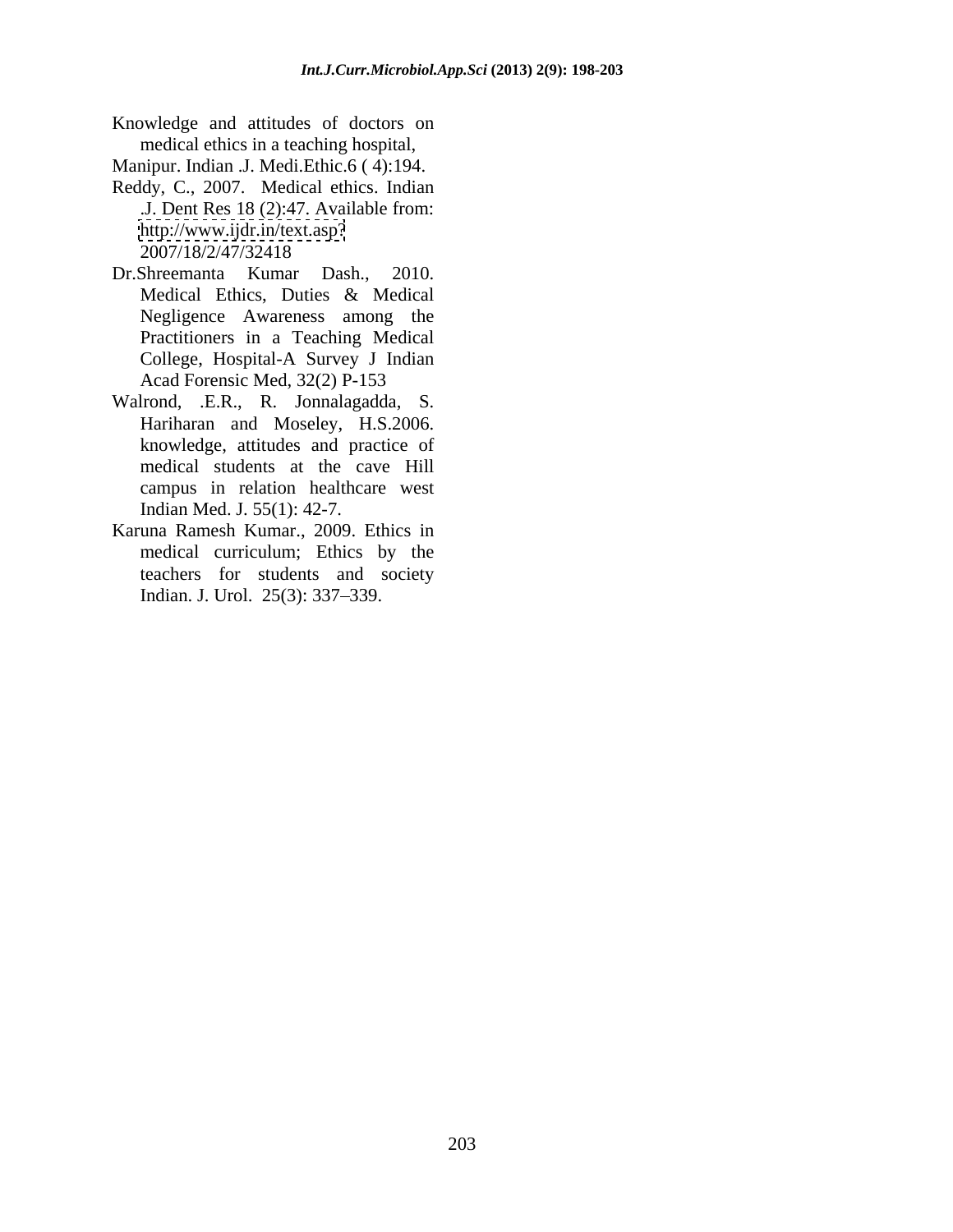Knowledge and attitudes of doctors on medical ethics in a teaching hospital,

Manipur. Indian .J. Medi.Ethic.6 ( 4):194.

Reddy, C., 2007. Medical ethics. Indian .J. Dent Res 18 (2):47. Available from: http://www.ijdr.in/text.asp? 2007/18/2/47/32418

Dr.Shreemanta Kumar Dash., 2010. Medical Ethics, Duties & Medical Negligence Awareness among the Practitioners in a Teaching Medical College, Hospital-A Survey J Indian Acad Forensic Med, 32(2) P-153

Walrond, .E.R., R. Jonnalagadda, S. Hariharan and Moseley, H.S.2006. knowledge, attitudes and practice of medical students at the cave Hill campus in relation healthcare west Indian Med. J. 55(1): 42-7.

Karuna Ramesh Kumar., 2009. Ethics in medical curriculum; Ethics by the teachers for students and society Indian. J. Urol. 25(3): 337–339.